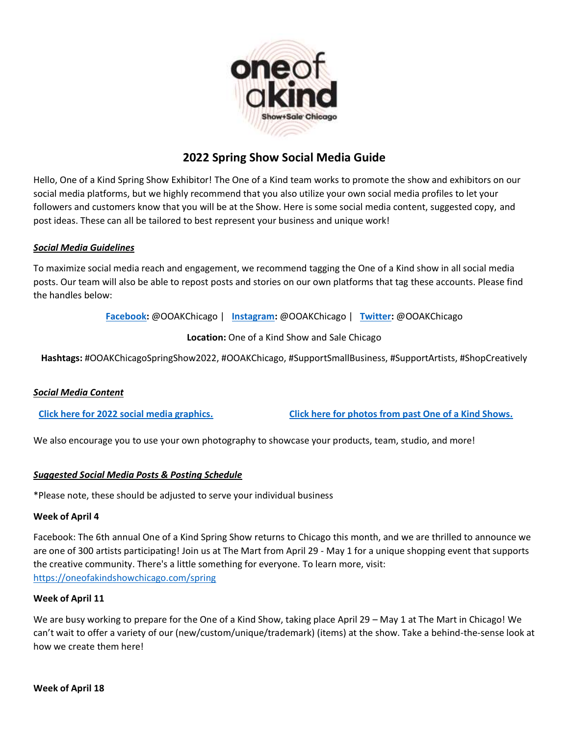# 2022 Spring Show Social Media Guide

Hello, One of a Kind Spring Show Exhibitor! The One of a Kind team works to promote the show and exhibitors on our social media platforms, but we highly recommend that you also utilize your own social media profiles to let your followers and customers know that you will be at the Show. Here is some social media content, suggested copy, and post ideas. These can all be tailored to best represent your business and unique work!

***Social Media Guidelines***

To maximize social media reach and engagement, we recommend tagging the One of a Kind show in all social media posts. Our team will also be able to repost posts and stories on our own platforms that tag these accounts. Please find the handles below:

**Facebook:** @OOAKChicago | **Instagram:** @OOAKChicago | **Twitter:** @OOAKChicago

**Location:** One of a Kind Show and Sale Chicago

**Hashtags:** #OOAKChicagoSpringShow2022, #OOAKChicago, #SupportSmallBusiness, #SupportArtists, #ShopCreatively

***Social Media Content***

**Click here for 2022 social media graphics.** **Click here for photos from past One of a Kind Shows.**

We also encourage you to use your own photography to showcase your products, team, studio, and more!

***Suggested Social Media Posts & Posting Schedule***

*Please note, these should be adjusted to serve your individual business

**Week of April 4**

Facebook: The 6th annual One of a Kind Spring Show returns to Chicago this month, and we are thrilled to announce we are one of 300 artists participating! Join us at The Mart from April 29 - May 1 for a unique shopping event that supports the creative community. There's a little something for everyone. To learn more, visit: https://oneofakindshowchicago.com/spring

**Week of April 11**

We are busy working to prepare for the One of a Kind Show, taking place April 29 – May 1 at The Mart in Chicago! We can't wait to offer a variety of our (new/custom/unique/trademark) (items) at the show. Take a behind-the-sense look at how we create them here!

**Week of April 18**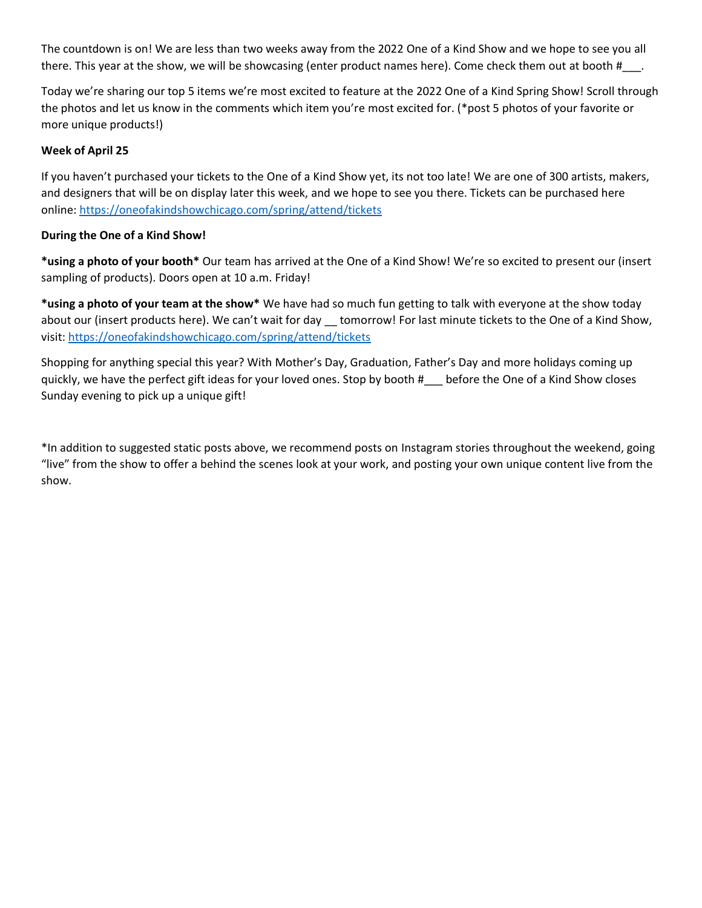The countdown is on! We are less than two weeks away from the 2022 One of a Kind Show and we hope to see you all there. This year at the show, we will be showcasing (enter product names here). Come check them out at booth #___.

Today we're sharing our top 5 items we're most excited to feature at the 2022 One of a Kind Spring Show! Scroll through the photos and let us know in the comments which item you're most excited for. (*post 5 photos of your favorite or more unique products!)

**Week of April 25**

If you haven't purchased your tickets to the One of a Kind Show yet, its not too late! We are one of 300 artists, makers, and designers that will be on display later this week, and we hope to see you there. Tickets can be purchased here online: https://oneofakindshowchicago.com/spring/attend/tickets

**During the One of a Kind Show!**

***using a photo of your booth*** Our team has arrived at the One of a Kind Show! We're so excited to present our (insert sampling of products). Doors open at 10 a.m. Friday!

***using a photo of your team at the show*** We have had so much fun getting to talk with everyone at the show today about our (insert products here). We can't wait for day __ tomorrow! For last minute tickets to the One of a Kind Show, visit: https://oneofakindshowchicago.com/spring/attend/tickets

Shopping for anything special this year? With Mother's Day, Graduation, Father's Day and more holidays coming up quickly, we have the perfect gift ideas for your loved ones. Stop by booth #___ before the One of a Kind Show closes Sunday evening to pick up a unique gift!

*In addition to suggested static posts above, we recommend posts on Instagram stories throughout the weekend, going "live" from the show to offer a behind the scenes look at your work, and posting your own unique content live from the show.